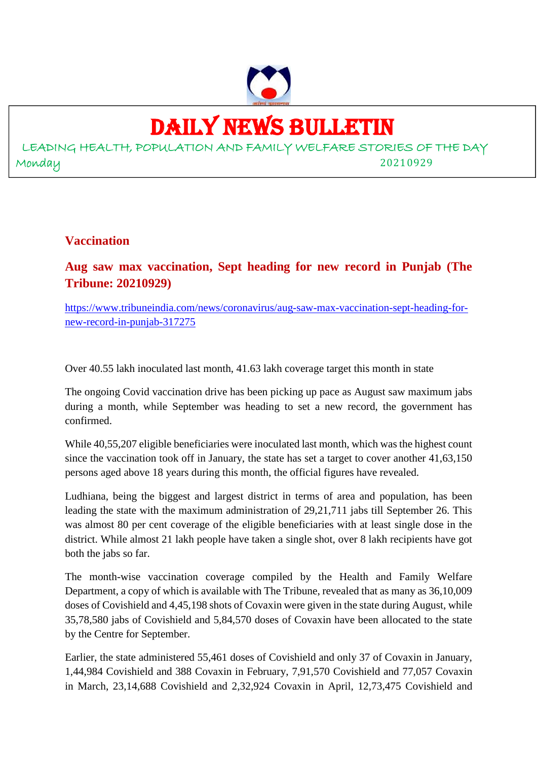# DAILY NEWS BULLETIN

LEADING HEALTH, POPULATION AND FAMILY WELFARE STORIES OF THE DAY

Monday 20210929

## Vaccination

### Aug saw max vaccination, Sept heading for new record in Punjab (The Tribune: 20210929)

https://www.tribuneindia.com/news/coronavirus/aug-saw-max-vaccination-sept-heading-for-new-record-in-punjab-317275

Over 40.55 lakh inoculated last month, 41.63 lakh coverage target this month in state

The ongoing Covid vaccination drive has been picking up pace as August saw maximum jabs during a month, while September was heading to set a new record, the government has confirmed.

While 40,55,207 eligible beneficiaries were inoculated last month, which was the highest count since the vaccination took off in January, the state has set a target to cover another 41,63,150 persons aged above 18 years during this month, the official figures have revealed.

Ludhiana, being the biggest and largest district in terms of area and population, has been leading the state with the maximum administration of 29,21,711 jabs till September 26. This was almost 80 per cent coverage of the eligible beneficiaries with at least single dose in the district. While almost 21 lakh people have taken a single shot, over 8 lakh recipients have got both the jabs so far.

The month-wise vaccination coverage compiled by the Health and Family Welfare Department, a copy of which is available with The Tribune, revealed that as many as 36,10,009 doses of Covishield and 4,45,198 shots of Covaxin were given in the state during August, while 35,78,580 jabs of Covishield and 5,84,570 doses of Covaxin have been allocated to the state by the Centre for September.

Earlier, the state administered 55,461 doses of Covishield and only 37 of Covaxin in January, 1,44,984 Covishield and 388 Covaxin in February, 7,91,570 Covishield and 77,057 Covaxin in March, 23,14,688 Covishield and 2,32,924 Covaxin in April, 12,73,475 Covishield and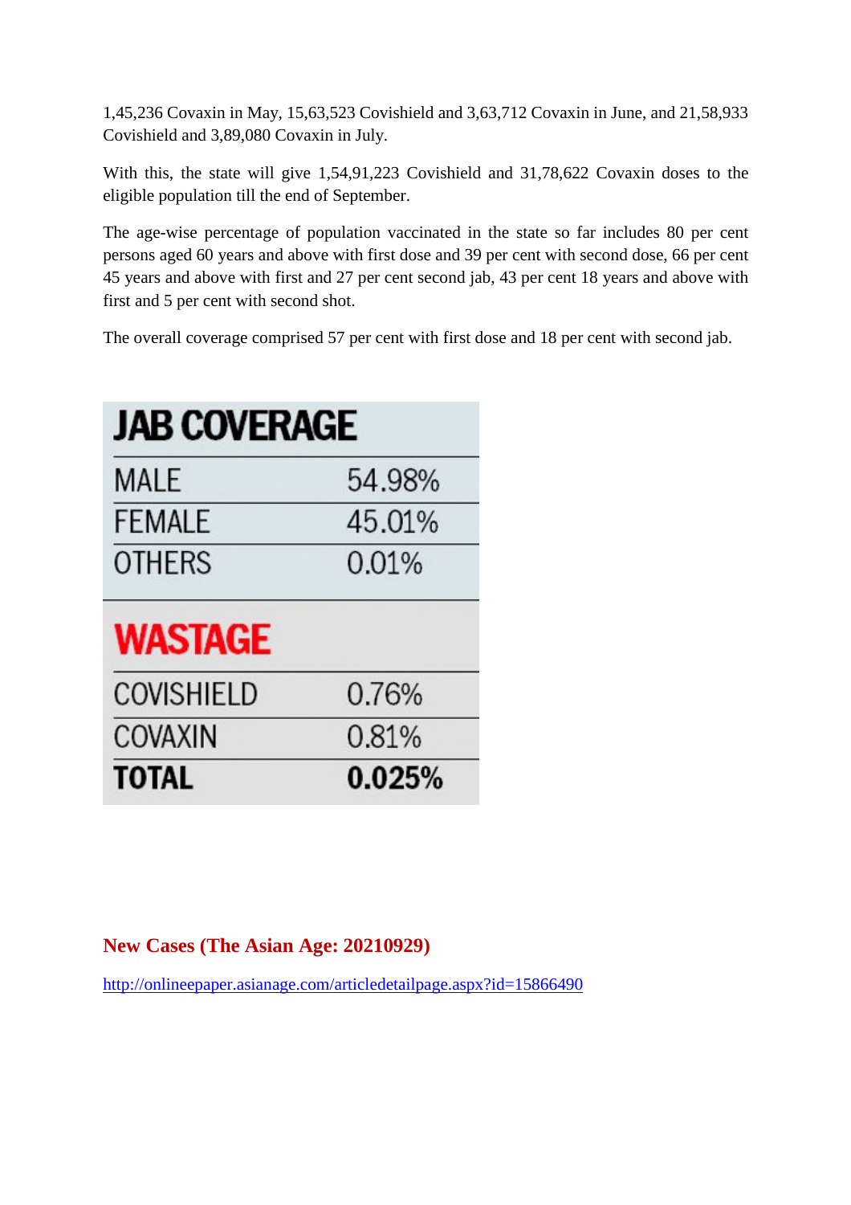1,45,236 Covaxin in May, 15,63,523 Covishield and 3,63,712 Covaxin in June, and 21,58,933 Covishield and 3,89,080 Covaxin in July.

With this, the state will give 1,54,91,223 Covishield and 31,78,622 Covaxin doses to the eligible population till the end of September.

The age-wise percentage of population vaccinated in the state so far includes 80 per cent persons aged 60 years and above with first dose and 39 per cent with second dose, 66 per cent 45 years and above with first and 27 per cent second jab, 43 per cent 18 years and above with first and 5 per cent with second shot.

The overall coverage comprised 57 per cent with first dose and 18 per cent with second jab.

| JAB COVERAGE | |
|---|---|
| MALE | 54.98% |
| FEMALE | 45.01% |
| OTHERS | 0.01% |
| **WASTAGE** | |
| COVISHIELD | 0.76% |
| COVAXIN | 0.81% |
| **TOTAL** | **0.025%** |

## New Cases (The Asian Age: 20210929)

http://onlineepaper.asianage.com/articledetailpage.aspx?id=15866490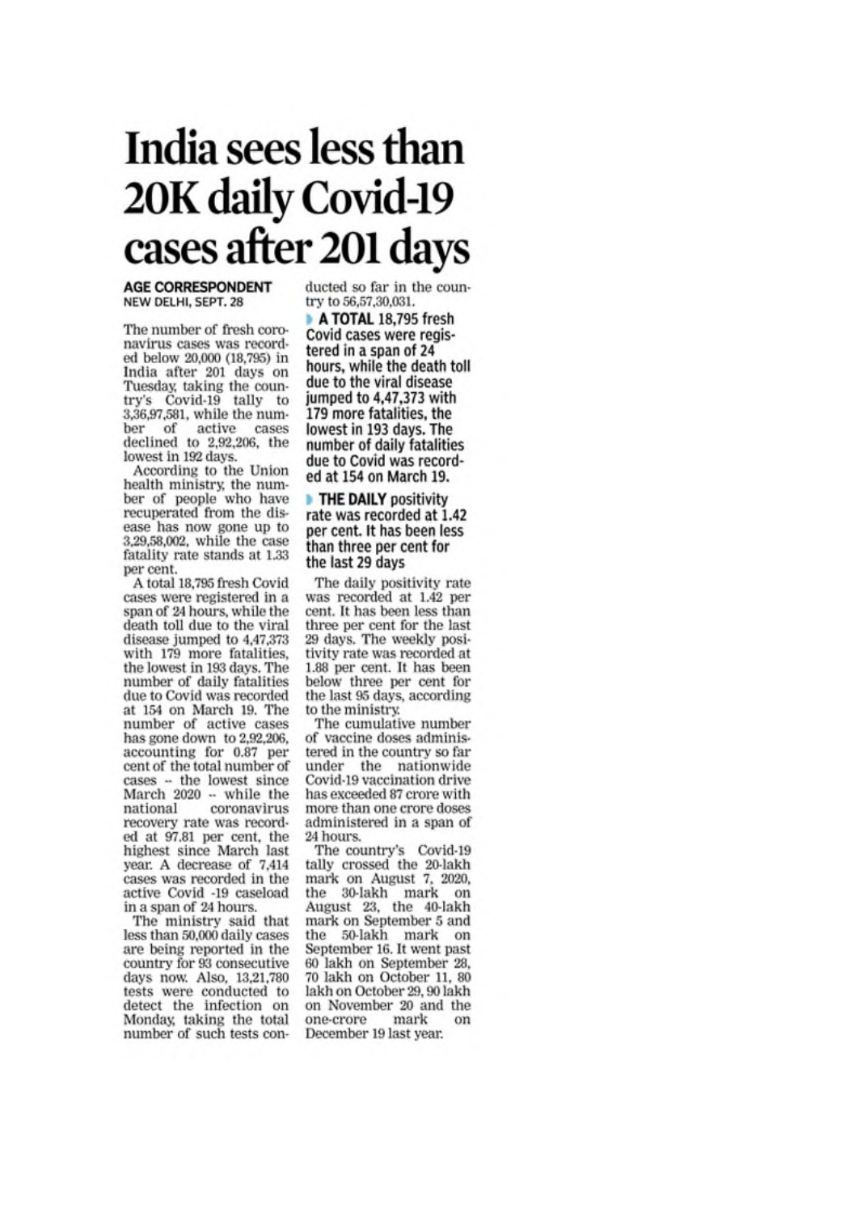# India sees less than 20K daily Covid-19 cases after 201 days

**AGE CORRESPONDENT**
NEW DELHI, SEPT. 28

The number of fresh coronavirus cases was recorded below 20,000 (18,795) in India after 201 days on Tuesday, taking the country's Covid-19 tally to 3,36,97,581, while the number of active cases declined to 2,92,206, the lowest in 192 days.

According to the Union health ministry, the number of people who have recuperated from the disease has now gone up to 3,29,58,002, while the case fatality rate stands at 1.33 per cent.

A total 18,795 fresh Covid cases were registered in a span of 24 hours, while the death toll due to the viral disease jumped to 4,47,373 with 179 more fatalities, the lowest in 193 days. The number of daily fatalities due to Covid was recorded at 154 on March 19. The number of active cases has gone down to 2,92,206, accounting for 0.87 per cent of the total number of cases -- the lowest since March 2020 -- while the national coronavirus recovery rate was recorded at 97.81 per cent, the highest since March last year. A decrease of 7,414 cases was recorded in the active Covid -19 caseload in a span of 24 hours.

The ministry said that less than 50,000 daily cases are being reported in the country for 93 consecutive days now. Also, 13,21,780 tests were conducted to detect the infection on Monday, taking the total number of such tests conducted so far in the country to 56,57,30,031.

**A TOTAL 18,795 fresh Covid cases were registered in a span of 24 hours, while the death toll due to the viral disease jumped to 4,47,373 with 179 more fatalities, the lowest in 193 days. The number of daily fatalities due to Covid was recorded at 154 on March 19.**

**THE DAILY positivity rate was recorded at 1.42 per cent. It has been less than three per cent for the last 29 days**

The daily positivity rate was recorded at 1.42 per cent. It has been less than three per cent for the last 29 days. The weekly positivity rate was recorded at 1.88 per cent. It has been below three per cent for the last 95 days, according to the ministry.

The cumulative number of vaccine doses administered in the country so far under the nationwide Covid-19 vaccination drive has exceeded 87 crore with more than one crore doses administered in a span of 24 hours.

The country's Covid-19 tally crossed the 20-lakh mark on August 7, 2020, the 30-lakh mark on August 23, the 40-lakh mark on September 5 and the 50-lakh mark on September 16. It went past 60 lakh on September 28, 70 lakh on October 11, 80 lakh on October 29, 90 lakh on November 20 and the one-crore mark on December 19 last year.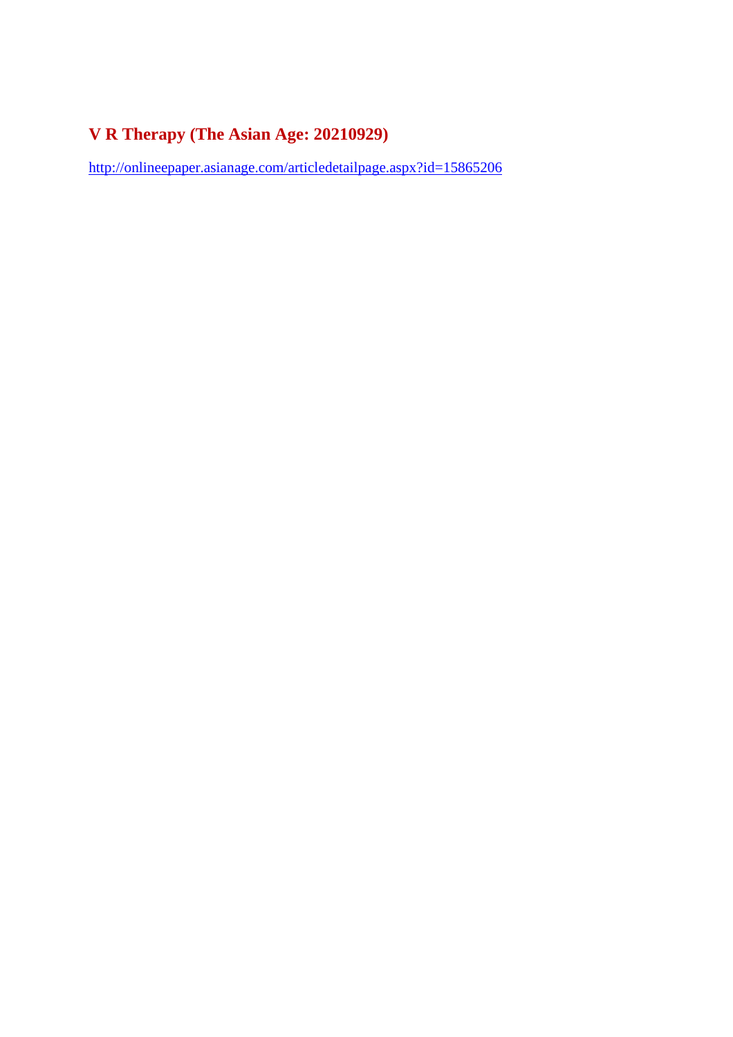## V R Therapy (The Asian Age: 20210929)

http://onlineepaper.asianage.com/articledetailpage.aspx?id=15865206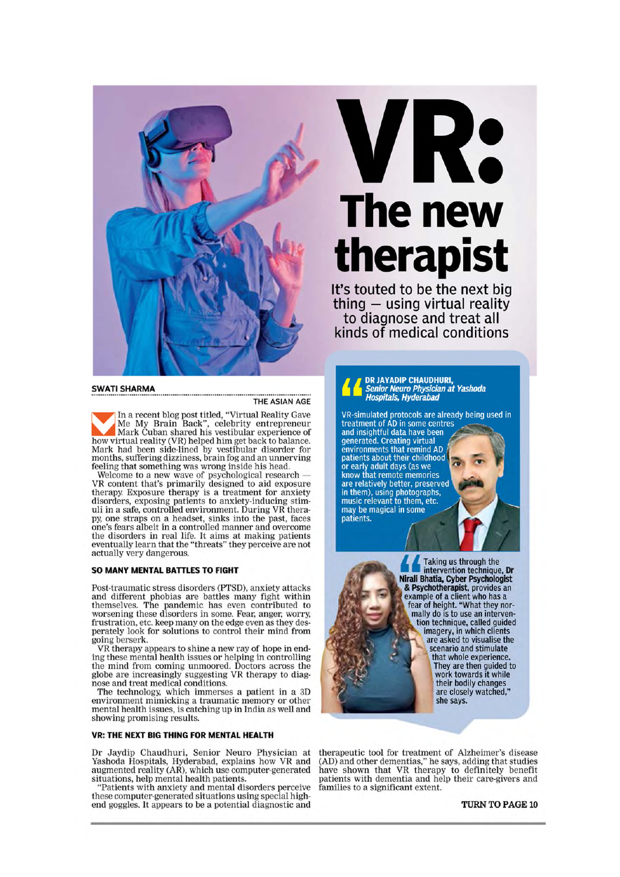# VR: The new therapist

It's touted to be the next big thing — using virtual reality to diagnose and treat all kinds of medical conditions

**SWATI SHARMA**

THE ASIAN AGE

In a recent blog post titled, "Virtual Reality Gave Me My Brain Back", celebrity entrepreneur Mark Cuban shared his vestibular experience of how virtual reality (VR) helped him get back to balance. Mark had been side-lined by vestibular disorder for months, suffering dizziness, brain fog and an unnerving feeling that something was wrong inside his head.

Welcome to a new wave of psychological research — VR content that's primarily designed to aid exposure therapy. Exposure therapy is a treatment for anxiety disorders, exposing patients to anxiety-inducing stimuli in a safe, controlled environment. During VR therapy, one straps on a headset, sinks into the past, faces one's fears albeit in a controlled manner and overcome the disorders in real life. It aims at making patients eventually learn that the "threats" they perceive are not actually very dangerous.

### SO MANY MENTAL BATTLES TO FIGHT

Post-traumatic stress disorders (PTSD), anxiety attacks and different phobias are battles many fight within themselves. The pandemic has even contributed to worsening these disorders in some. Fear, anger, worry, frustration, etc. keep many on the edge even as they desperately look for solutions to control their mind from going berserk.

VR therapy appears to shine a new ray of hope in ending these mental health issues or helping in controlling the mind from coming unmoored. Doctors across the globe are increasingly suggesting VR therapy to diagnose and treat medical conditions.

The technology, which immerses a patient in a 3D environment mimicking a traumatic memory or other mental health issues, is catching up in India as well and showing promising results.

### VR: THE NEXT BIG THING FOR MENTAL HEALTH

Dr Jaydip Chaudhuri, Senior Neuro Physician at Yashoda Hospitals, Hyderabad, explains how VR and augmented reality (AR), which use computer-generated situations, help mental health patients.

"Patients with anxiety and mental disorders perceive these computer-generated situations using special high-end goggles. It appears to be a potential diagnostic and therapeutic tool for treatment of Alzheimer's disease (AD) and other dementias," he says, adding that studies have shown that VR therapy to definitely benefit patients with dementia and help their care-givers and families to a significant extent.

**DR JAYADIP CHAUDHURI,** ***Senior Neuro Physician at Yashoda Hospitals, Hyderabad***

VR-simulated protocols are already being used in treatment of AD in some centres and insightful data have been generated. Creating virtual environments that remind AD patients about their childhood or early adult days (as we know that remote memories are relatively better, preserved in them), using photographs, music relevant to them, etc. may be magical in some patients.

Taking us through the intervention technique, **Dr Nirali Bhatia, Cyber Psychologist & Psychotherapist**, provides an example of a client who has a fear of height. "What they normally do is to use an intervention technique, called guided imagery, in which clients are asked to visualise the scenario and stimulate that whole experience. They are then guided to work towards it while their bodily changes are closely watched," she says.

**TURN TO PAGE 10**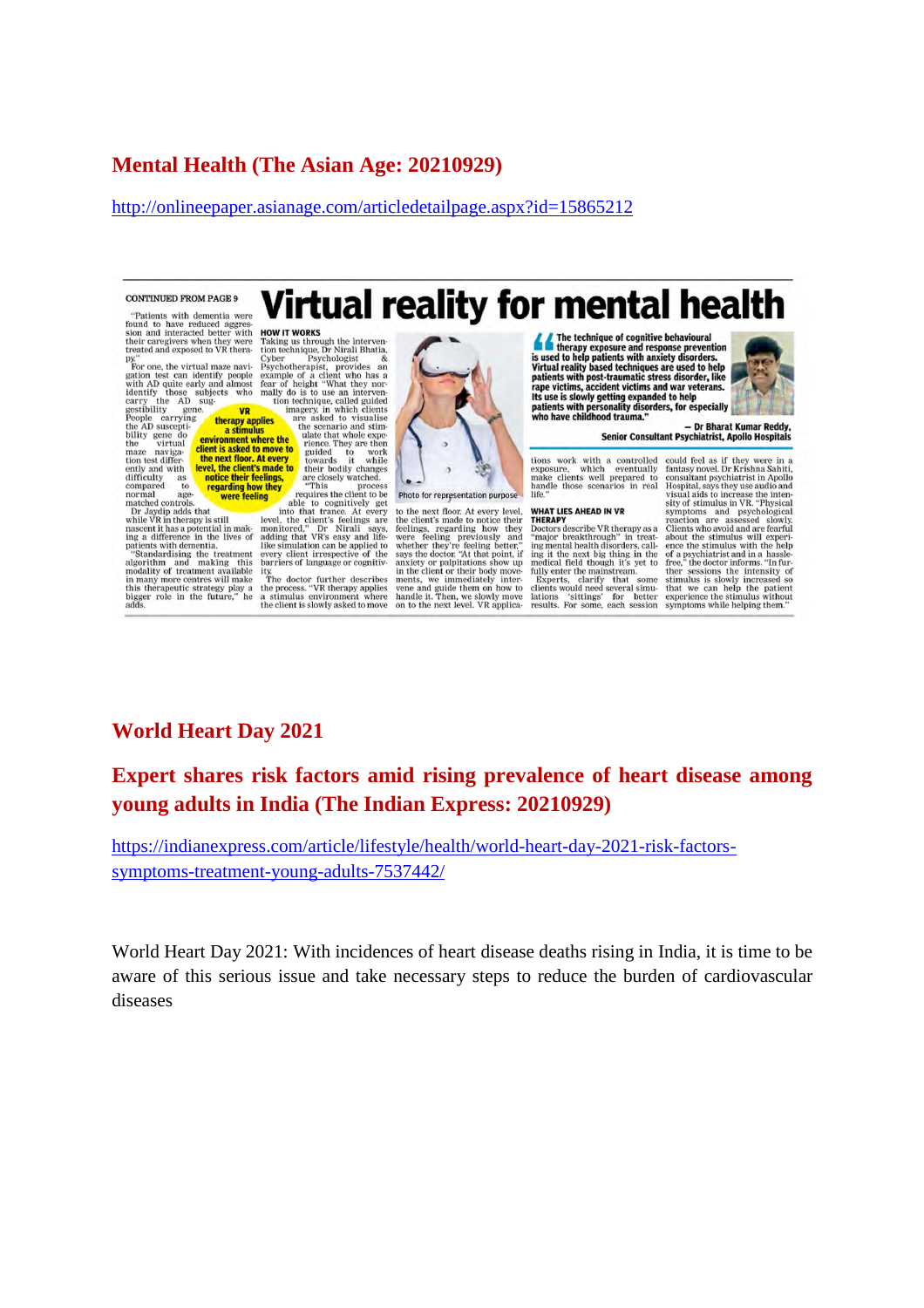## Mental Health (The Asian Age: 20210929)

http://onlineepaper.asianage.com/articledetailpage.aspx?id=15865212

CONTINUED FROM PAGE 9

# Virtual reality for mental health

"Patients with dementia were found to have reduced aggression and interacted better with their caregivers when they were treated and exposed to VR therapy."

For one, the virtual maze navigation test can identify people with AD quite early and almost identify those subjects who carry the AD suggestibility gene. People carrying the AD susceptibility gene do the virtual maze navigation test differently and with difficulty as compared to normal age-matched controls.

Dr Jaydip adds that while VR in therapy is still nascent it has a potential in making a difference in the lives of patients with dementia.

"Standardising the treatment algorithm and making this modality of treatment available in many more centres will make this therapeutic strategy play a bigger role in the future," he adds.

**VR therapy applies a stimulus environment where the client is asked to move to the next floor. At every level, the client's made to notice their feelings, regarding how they were feeling**

### HOW IT WORKS

Taking us through the intervention technique, Dr Nirali Bhatia, Cyber Psychologist & Psychotherapist, provides an example of a client who has a fear of height "What they normally do is to use an intervention technique, called guided imagery, in which clients are asked to visualise the scenario and stimulate that whole experience. They are then guided to work towards it while their bodily changes are closely watched.

"This process requires the client to be able to cognitively get into that trance. At every level, the client's feelings are monitored," Dr Nirali says, adding that VR's easy and lifelike simulation can be applied to every client irrespective of the barriers of language or cognitivity.

The doctor further describes the process. "VR therapy applies a stimulus environment where the client is slowly asked to move to the next floor. At every level, the client's made to notice their feelings, regarding how they were feeling previously and whether they're feeling better," says the doctor. "At that point, if anxiety or palpitations show up in the client or their body movements, we immediately intervene and guide them on how to handle it. Then, we slowly move on to the next level. VR applications work with a controlled exposure, which eventually make clients well prepared to handle those scenarios in real life."

Photo for representation purpose

> "The technique of cognitive behavioural therapy exposure and response prevention is used to help patients with anxiety disorders. Virtual reality based techniques are used to help patients with post-traumatic stress disorder, like rape victims, accident victims and war veterans. Its use is slowly getting expanded to help patients with personality disorders, for especially who have childhood trauma."
>
> — Dr Bharat Kumar Reddy, Senior Consultant Psychiatrist, Apollo Hospitals

### WHAT LIES AHEAD IN VR THERAPY

Doctors describe VR therapy as a "major breakthrough" in treating mental health disorders, calling it the next big thing in the medical field though it's yet to fully enter the mainstream.

Experts, clarify that some clients would need several simulations 'sittings' for better results. For some, each session could feel as if they were in a fantasy novel. Dr Krishna Sahiti, consultant psychiatrist in Apollo Hospital, says they use audio and visual aids to increase the intensity of stimulus in VR. "Physical symptoms and psychological reaction are assessed slowly. Clients who avoid and are fearful about the stimulus will experience the stimulus with the help of a psychiatrist and in a hassle-free," the doctor informs. "In further sessions the intensity of stimulus is slowly increased so that we can help the patient experience the stimulus without symptoms while helping them."

## World Heart Day 2021

## Expert shares risk factors amid rising prevalence of heart disease among young adults in India (The Indian Express: 20210929)

https://indianexpress.com/article/lifestyle/health/world-heart-day-2021-risk-factors-symptoms-treatment-young-adults-7537442/

World Heart Day 2021: With incidences of heart disease deaths rising in India, it is time to be aware of this serious issue and take necessary steps to reduce the burden of cardiovascular diseases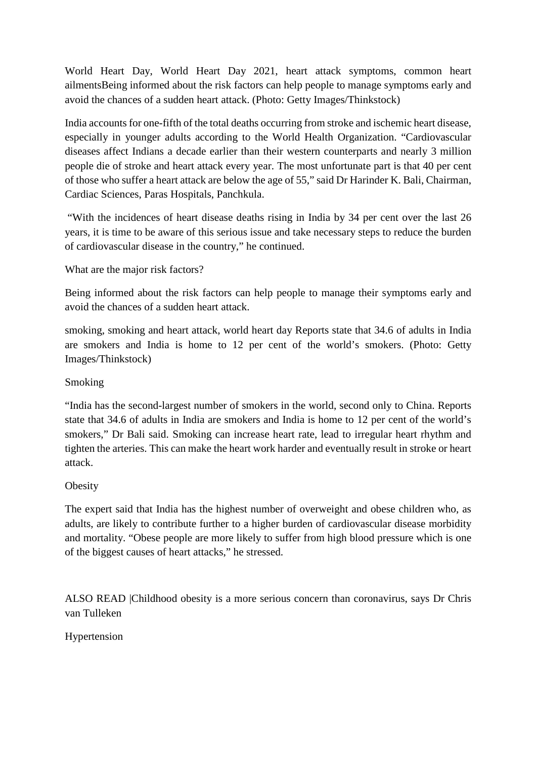World Heart Day, World Heart Day 2021, heart attack symptoms, common heart ailmentsBeing informed about the risk factors can help people to manage symptoms early and avoid the chances of a sudden heart attack. (Photo: Getty Images/Thinkstock)

India accounts for one-fifth of the total deaths occurring from stroke and ischemic heart disease, especially in younger adults according to the World Health Organization. "Cardiovascular diseases affect Indians a decade earlier than their western counterparts and nearly 3 million people die of stroke and heart attack every year. The most unfortunate part is that 40 per cent of those who suffer a heart attack are below the age of 55," said Dr Harinder K. Bali, Chairman, Cardiac Sciences, Paras Hospitals, Panchkula.

"With the incidences of heart disease deaths rising in India by 34 per cent over the last 26 years, it is time to be aware of this serious issue and take necessary steps to reduce the burden of cardiovascular disease in the country," he continued.

What are the major risk factors?

Being informed about the risk factors can help people to manage their symptoms early and avoid the chances of a sudden heart attack.

smoking, smoking and heart attack, world heart day Reports state that 34.6 of adults in India are smokers and India is home to 12 per cent of the world's smokers. (Photo: Getty Images/Thinkstock)

Smoking

"India has the second-largest number of smokers in the world, second only to China. Reports state that 34.6 of adults in India are smokers and India is home to 12 per cent of the world's smokers," Dr Bali said. Smoking can increase heart rate, lead to irregular heart rhythm and tighten the arteries. This can make the heart work harder and eventually result in stroke or heart attack.

Obesity

The expert said that India has the highest number of overweight and obese children who, as adults, are likely to contribute further to a higher burden of cardiovascular disease morbidity and mortality. "Obese people are more likely to suffer from high blood pressure which is one of the biggest causes of heart attacks," he stressed.

ALSO READ |Childhood obesity is a more serious concern than coronavirus, says Dr Chris van Tulleken

Hypertension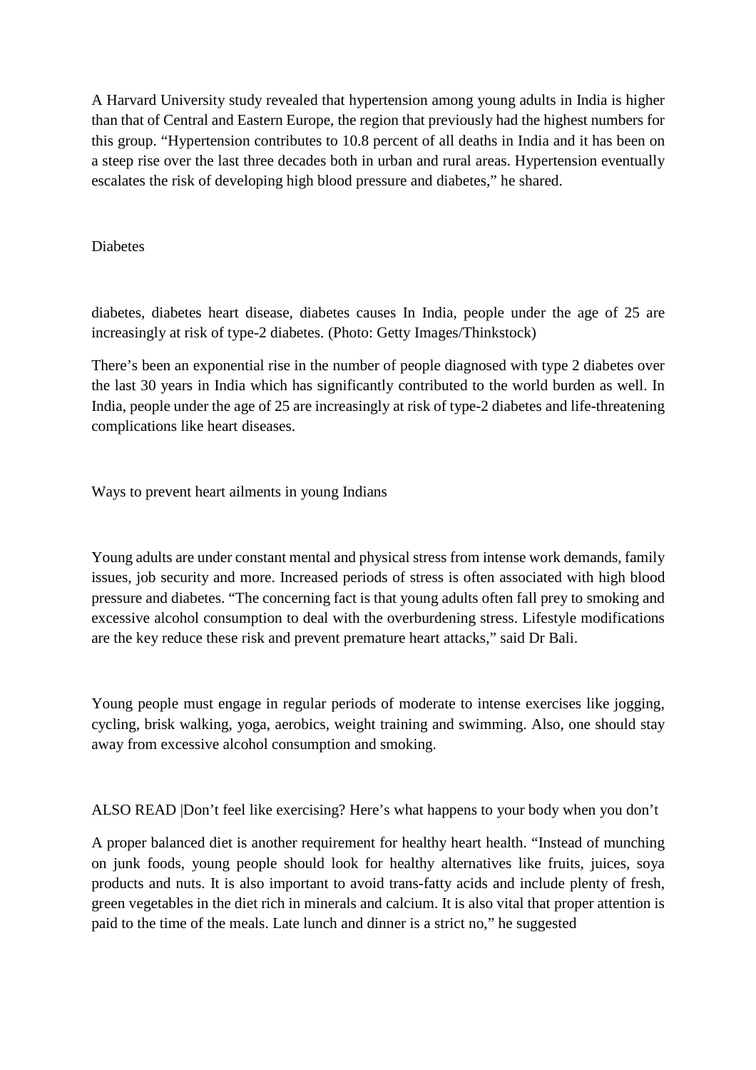A Harvard University study revealed that hypertension among young adults in India is higher than that of Central and Eastern Europe, the region that previously had the highest numbers for this group. "Hypertension contributes to 10.8 percent of all deaths in India and it has been on a steep rise over the last three decades both in urban and rural areas. Hypertension eventually escalates the risk of developing high blood pressure and diabetes," he shared.

## Diabetes

diabetes, diabetes heart disease, diabetes causes In India, people under the age of 25 are increasingly at risk of type-2 diabetes. (Photo: Getty Images/Thinkstock)

There's been an exponential rise in the number of people diagnosed with type 2 diabetes over the last 30 years in India which has significantly contributed to the world burden as well. In India, people under the age of 25 are increasingly at risk of type-2 diabetes and life-threatening complications like heart diseases.

## Ways to prevent heart ailments in young Indians

Young adults are under constant mental and physical stress from intense work demands, family issues, job security and more. Increased periods of stress is often associated with high blood pressure and diabetes. "The concerning fact is that young adults often fall prey to smoking and excessive alcohol consumption to deal with the overburdening stress. Lifestyle modifications are the key reduce these risk and prevent premature heart attacks," said Dr Bali.

Young people must engage in regular periods of moderate to intense exercises like jogging, cycling, brisk walking, yoga, aerobics, weight training and swimming. Also, one should stay away from excessive alcohol consumption and smoking.

ALSO READ |Don't feel like exercising? Here's what happens to your body when you don't

A proper balanced diet is another requirement for healthy heart health. "Instead of munching on junk foods, young people should look for healthy alternatives like fruits, juices, soya products and nuts. It is also important to avoid trans-fatty acids and include plenty of fresh, green vegetables in the diet rich in minerals and calcium. It is also vital that proper attention is paid to the time of the meals. Late lunch and dinner is a strict no," he suggested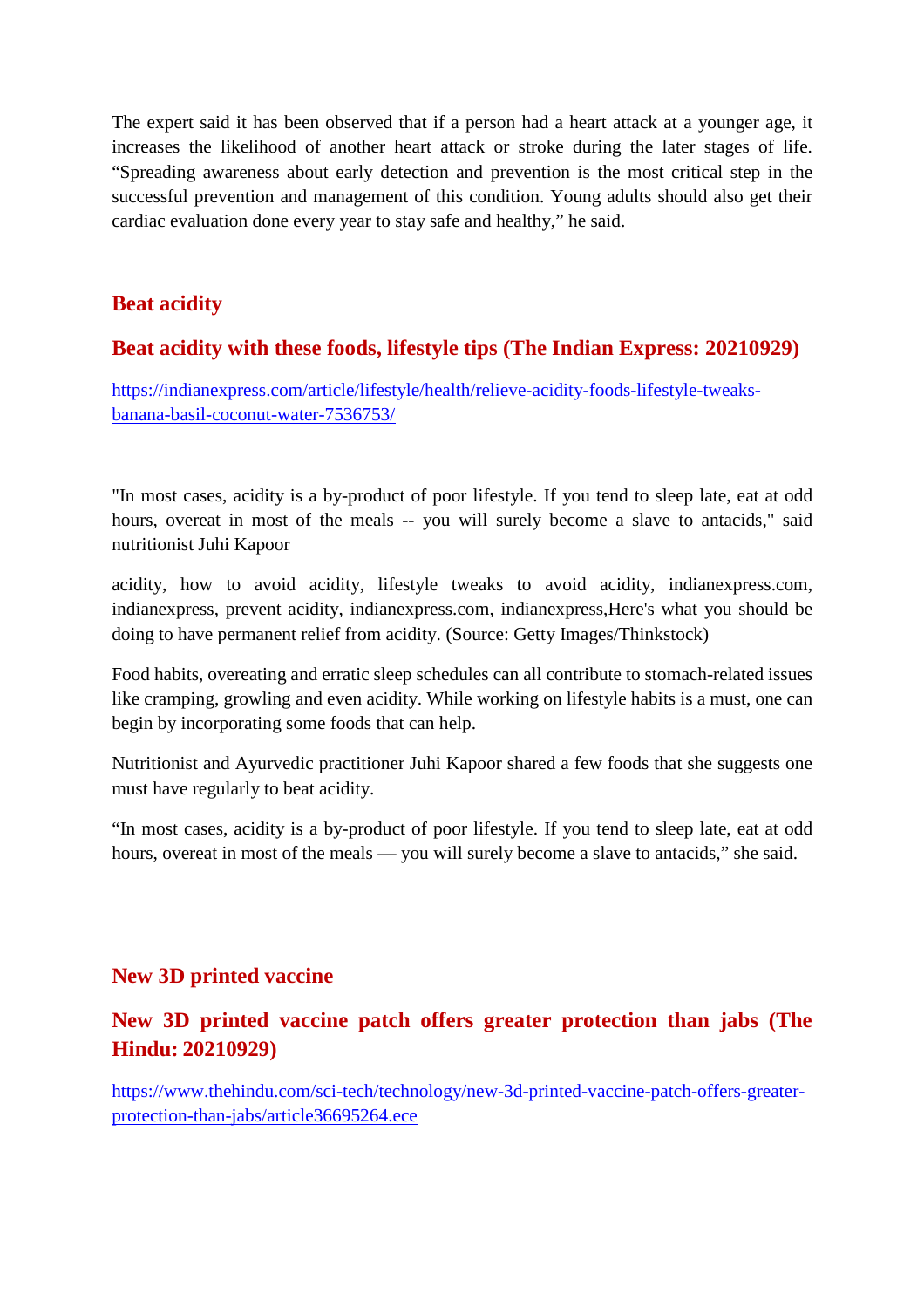The expert said it has been observed that if a person had a heart attack at a younger age, it increases the likelihood of another heart attack or stroke during the later stages of life. "Spreading awareness about early detection and prevention is the most critical step in the successful prevention and management of this condition. Young adults should also get their cardiac evaluation done every year to stay safe and healthy," he said.

## Beat acidity

### Beat acidity with these foods, lifestyle tips (The Indian Express: 20210929)

https://indianexpress.com/article/lifestyle/health/relieve-acidity-foods-lifestyle-tweaks-banana-basil-coconut-water-7536753/

"In most cases, acidity is a by-product of poor lifestyle. If you tend to sleep late, eat at odd hours, overeat in most of the meals -- you will surely become a slave to antacids," said nutritionist Juhi Kapoor

acidity, how to avoid acidity, lifestyle tweaks to avoid acidity, indianexpress.com, indianexpress, prevent acidity, indianexpress.com, indianexpress,Here's what you should be doing to have permanent relief from acidity. (Source: Getty Images/Thinkstock)

Food habits, overeating and erratic sleep schedules can all contribute to stomach-related issues like cramping, growling and even acidity. While working on lifestyle habits is a must, one can begin by incorporating some foods that can help.

Nutritionist and Ayurvedic practitioner Juhi Kapoor shared a few foods that she suggests one must have regularly to beat acidity.

"In most cases, acidity is a by-product of poor lifestyle. If you tend to sleep late, eat at odd hours, overeat in most of the meals — you will surely become a slave to antacids," she said.

## New 3D printed vaccine

### New 3D printed vaccine patch offers greater protection than jabs (The Hindu: 20210929)

https://www.thehindu.com/sci-tech/technology/new-3d-printed-vaccine-patch-offers-greater-protection-than-jabs/article36695264.ece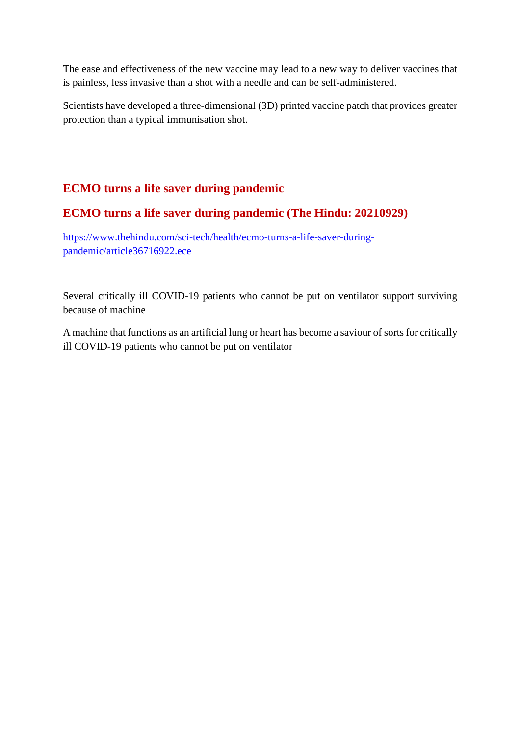The ease and effectiveness of the new vaccine may lead to a new way to deliver vaccines that is painless, less invasive than a shot with a needle and can be self-administered.

Scientists have developed a three-dimensional (3D) printed vaccine patch that provides greater protection than a typical immunisation shot.

## ECMO turns a life saver during pandemic

## ECMO turns a life saver during pandemic (The Hindu: 20210929)

https://www.thehindu.com/sci-tech/health/ecmo-turns-a-life-saver-during-pandemic/article36716922.ece

Several critically ill COVID-19 patients who cannot be put on ventilator support surviving because of machine

A machine that functions as an artificial lung or heart has become a saviour of sorts for critically ill COVID-19 patients who cannot be put on ventilator